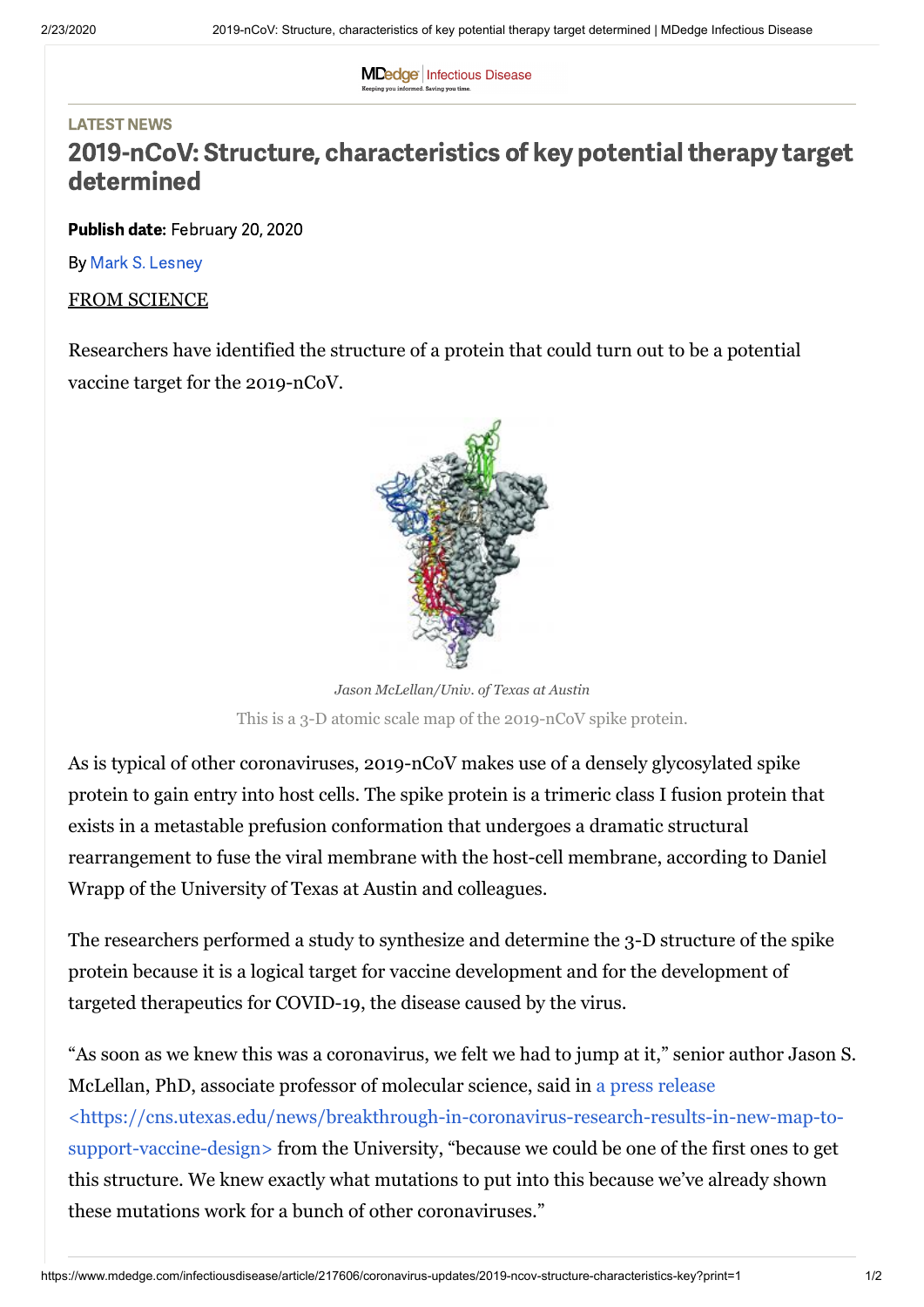LATEST NEWS

# 2019-nCoV: Structure, characteristics of key potential therapy target determined

**Publish date:** February 20, 2020

By Mark S. Lesney

FROM SCIENCE

Researchers have identified the structure of a protein that could turn out to be a potential vaccine target for the 2019-nCoV.

*Jason McLellan/Univ. of Texas at Austin*

This is a 3-D atomic scale map of the 2019-nCoV spike protein.

As is typical of other coronaviruses, 2019-nCoV makes use of a densely glycosylated spike protein to gain entry into host cells. The spike protein is a trimeric class I fusion protein that exists in a metastable prefusion conformation that undergoes a dramatic structural rearrangement to fuse the viral membrane with the host-cell membrane, according to Daniel Wrapp of the University of Texas at Austin and colleagues.

The researchers performed a study to synthesize and determine the 3-D structure of the spike protein because it is a logical target for vaccine development and for the development of targeted therapeutics for COVID-19, the disease caused by the virus.

"As soon as we knew this was a coronavirus, we felt we had to jump at it," senior author Jason S. McLellan, PhD, associate professor of molecular science, said in a press release <https://cns.utexas.edu/news/breakthrough-in-coronavirus-research-results-in-new-map-to-support-vaccine-design> from the University, "because we could be one of the first ones to get this structure. We knew exactly what mutations to put into this because we've already shown these mutations work for a bunch of other coronaviruses."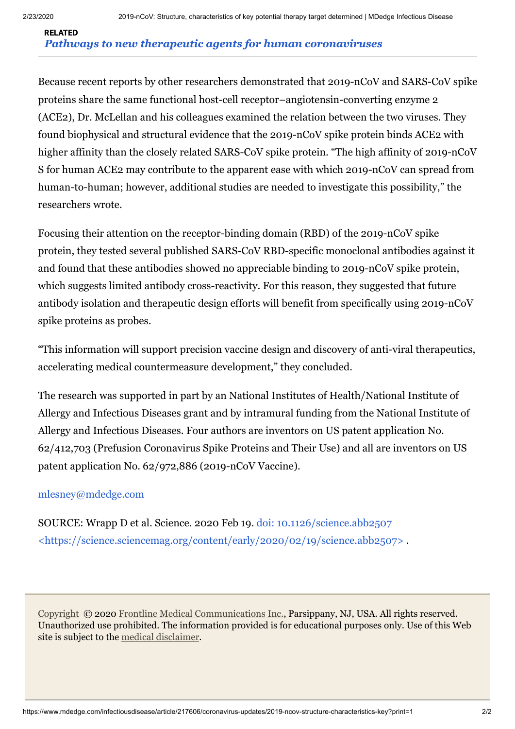**RELATED**

***Pathways to new therapeutic agents for human coronaviruses***

Because recent reports by other researchers demonstrated that 2019-nCoV and SARS-CoV spike proteins share the same functional host-cell receptor–angiotensin-converting enzyme 2 (ACE2), Dr. McLellan and his colleagues examined the relation between the two viruses. They found biophysical and structural evidence that the 2019-nCoV spike protein binds ACE2 with higher affinity than the closely related SARS-CoV spike protein. “The high affinity of 2019-nCoV S for human ACE2 may contribute to the apparent ease with which 2019-nCoV can spread from human-to-human; however, additional studies are needed to investigate this possibility,” the researchers wrote.

Focusing their attention on the receptor-binding domain (RBD) of the 2019-nCoV spike protein, they tested several published SARS-CoV RBD-specific monoclonal antibodies against it and found that these antibodies showed no appreciable binding to 2019-nCoV spike protein, which suggests limited antibody cross-reactivity. For this reason, they suggested that future antibody isolation and therapeutic design efforts will benefit from specifically using 2019-nCoV spike proteins as probes.

“This information will support precision vaccine design and discovery of anti-viral therapeutics, accelerating medical countermeasure development,” they concluded.

The research was supported in part by an National Institutes of Health/National Institute of Allergy and Infectious Diseases grant and by intramural funding from the National Institute of Allergy and Infectious Diseases. Four authors are inventors on US patent application No. 62/412,703 (Prefusion Coronavirus Spike Proteins and Their Use) and all are inventors on US patent application No. 62/972,886 (2019-nCoV Vaccine).

mlesney@mdedge.com

SOURCE: Wrapp D et al. Science. 2020 Feb 19. doi: 10.1126/science.abb2507 <https://science.sciencemag.org/content/early/2020/02/19/science.abb2507> .

Copyright © 2020 Frontline Medical Communications Inc., Parsippany, NJ, USA. All rights reserved. Unauthorized use prohibited. The information provided is for educational purposes only. Use of this Web site is subject to the medical disclaimer.